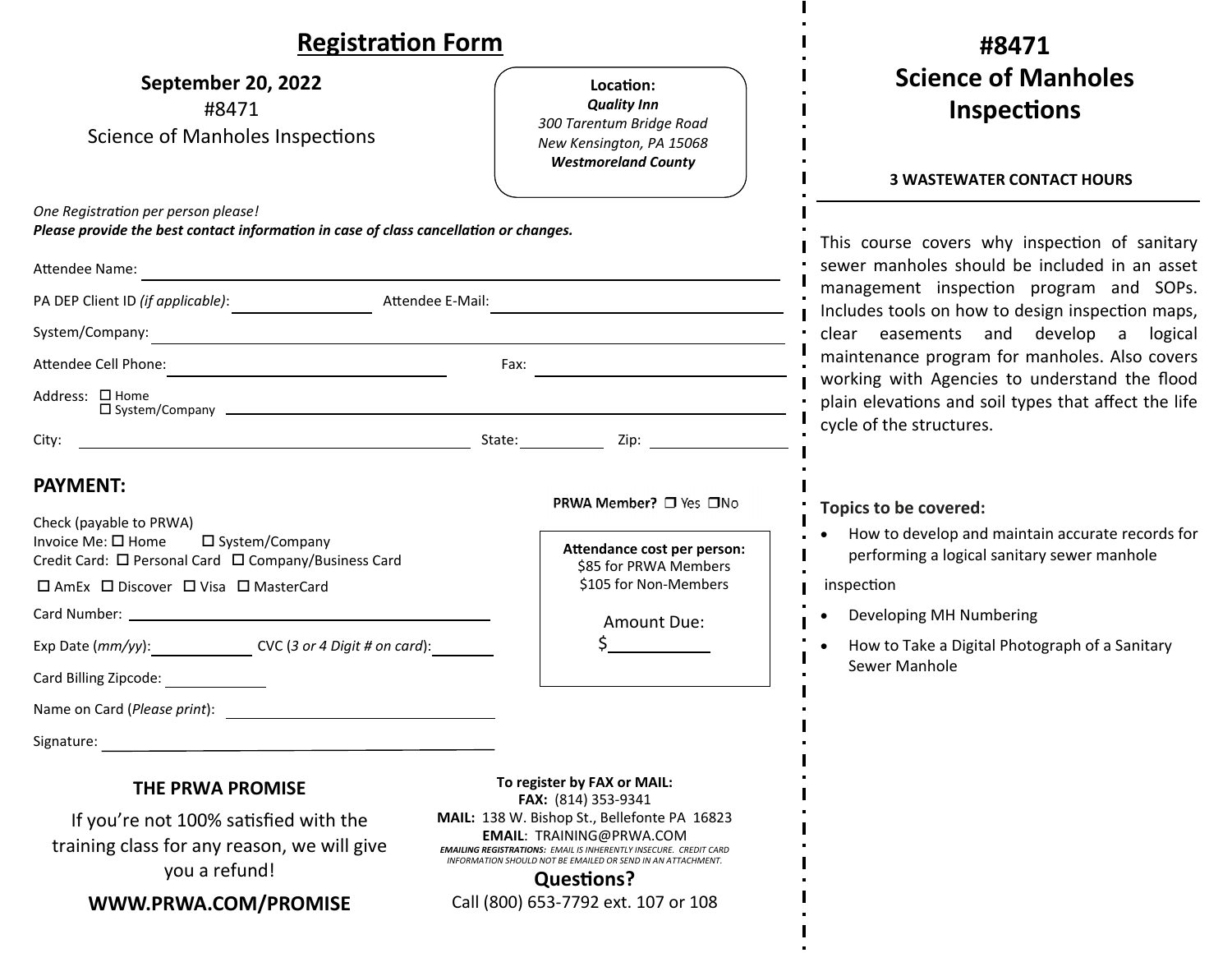# Registration Form

**September 20, 2022**
#8471
Science of Manholes Inspections

**Location:**
***Quality Inn***
*300 Tarentum Bridge Road*
*New Kensington, PA 15068*
***Westmoreland County***

*One Registration per person please!*
***Please provide the best contact information in case of class cancellation or changes.***

Attendee Name: ______________________________

PA DEP Client ID *(if applicable)*: ______________ Attendee E-Mail: ______________________

System/Company: ______________________________

Attendee Cell Phone: ______________________ Fax: ______________________

Address: ☐ Home ☐ System/Company ______________________________

City: ______________________ State: __________ Zip: __________

## PAYMENT:

**PRWA Member?** ☐ Yes ☐ No

Check (payable to PRWA)
Invoice Me: ☐ Home ☐ System/Company
Credit Card: ☐ Personal Card ☐ Company/Business Card
☐ AmEx ☐ Discover ☐ Visa ☐ MasterCard

Card Number: ______________________________

Exp Date (*mm/yy*): ____________ CVC (*3 or 4 Digit # on card*): ________

Card Billing Zipcode: ____________

Name on Card (*Please print*): ______________________

Signature: ______________________________

**Attendance cost per person:**
$85 for PRWA Members
$105 for Non-Members

Amount Due:
$__________

### THE PRWA PROMISE

If you're not 100% satisfied with the training class for any reason, we will give you a refund!

**WWW.PRWA.COM/PROMISE**

**To register by FAX or MAIL:**
**FAX:** (814) 353-9341
**MAIL:** 138 W. Bishop St., Bellefonte PA 16823
**EMAIL**: TRAINING@PRWA.COM
***EMAILING REGISTRATIONS:*** *EMAIL IS INHERENTLY INSECURE. CREDIT CARD INFORMATION SHOULD NOT BE EMAILED OR SEND IN AN ATTACHMENT.*

**Questions?**
Call (800) 653-7792 ext. 107 or 108

# #8471 Science of Manholes Inspections

**3 WASTEWATER CONTACT HOURS**

This course covers why inspection of sanitary sewer manholes should be included in an asset management inspection program and SOPs. Includes tools on how to design inspection maps, clear easements and develop a logical maintenance program for manholes. Also covers working with Agencies to understand the flood plain elevations and soil types that affect the life cycle of the structures.

**Topics to be covered:**

- How to develop and maintain accurate records for performing a logical sanitary sewer manhole inspection
- Developing MH Numbering
- How to Take a Digital Photograph of a Sanitary Sewer Manhole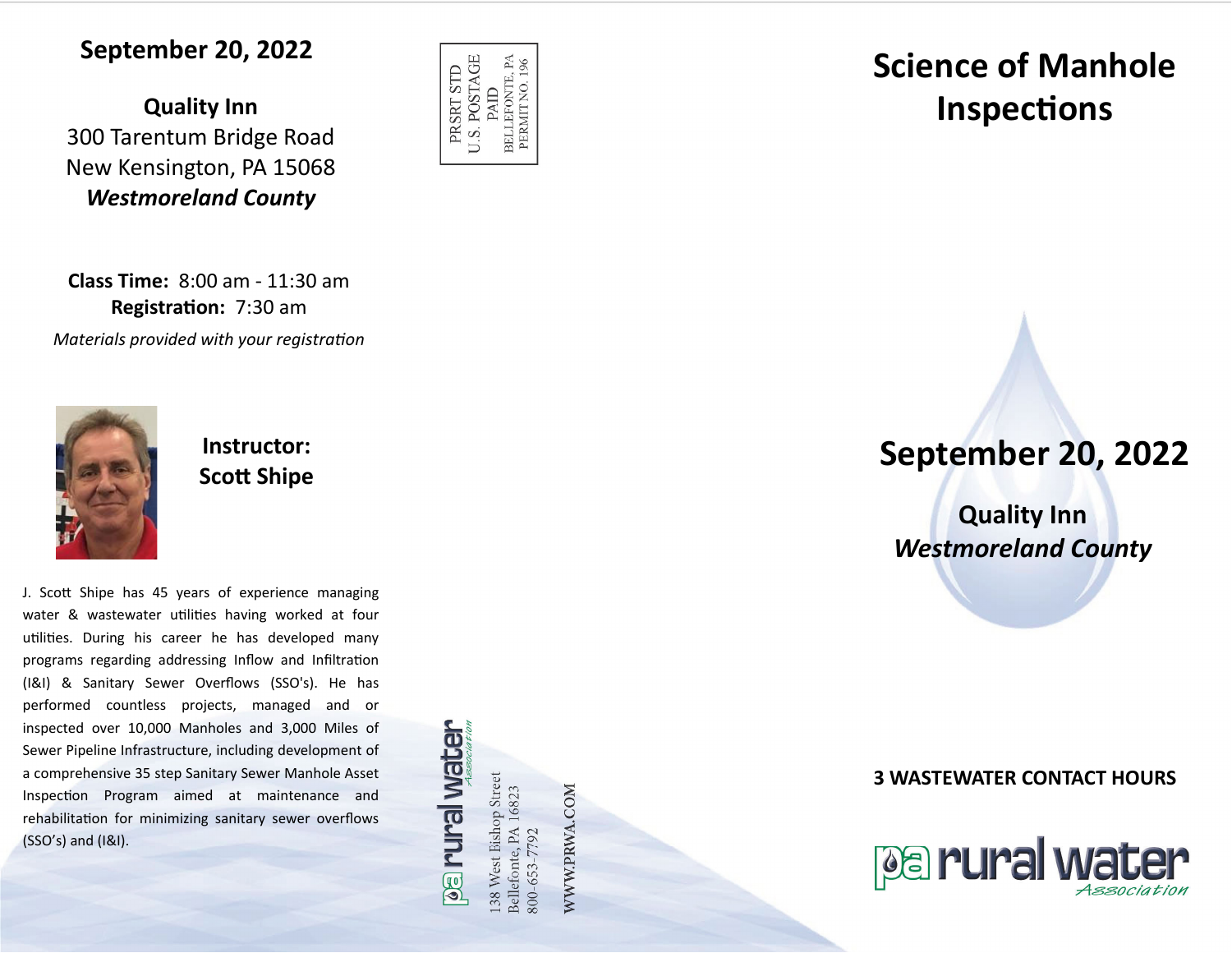**September 20, 2022**

**Quality Inn**
300 Tarentum Bridge Road
New Kensington, PA 15068
***Westmoreland County***

**Class Time:** 8:00 am - 11:30 am
**Registration:** 7:30 am
*Materials provided with your registration*

**Instructor:**
**Scott Shipe**

J. Scott Shipe has 45 years of experience managing water & wastewater utilities having worked at four utilities. During his career he has developed many programs regarding addressing Inflow and Infiltration (I&I) & Sanitary Sewer Overflows (SSO's). He has performed countless projects, managed and or inspected over 10,000 Manholes and 3,000 Miles of Sewer Pipeline Infrastructure, including development of a comprehensive 35 step Sanitary Sewer Manhole Asset Inspection Program aimed at maintenance and rehabilitation for minimizing sanitary sewer overflows (SSO's) and (I&I).

PRSRT STD
U.S. POSTAGE
PAID
BELLEFONTE, PA
PERMIT NO. 196

pa rural water Association
138 West Bishop Street
Bellefonte, PA 16823
800-653-7792

WWW.PRWA.COM

# Science of Manhole Inspections

## September 20, 2022

**Quality Inn**
***Westmoreland County***

**3 WASTEWATER CONTACT HOURS**

pa rural water Association